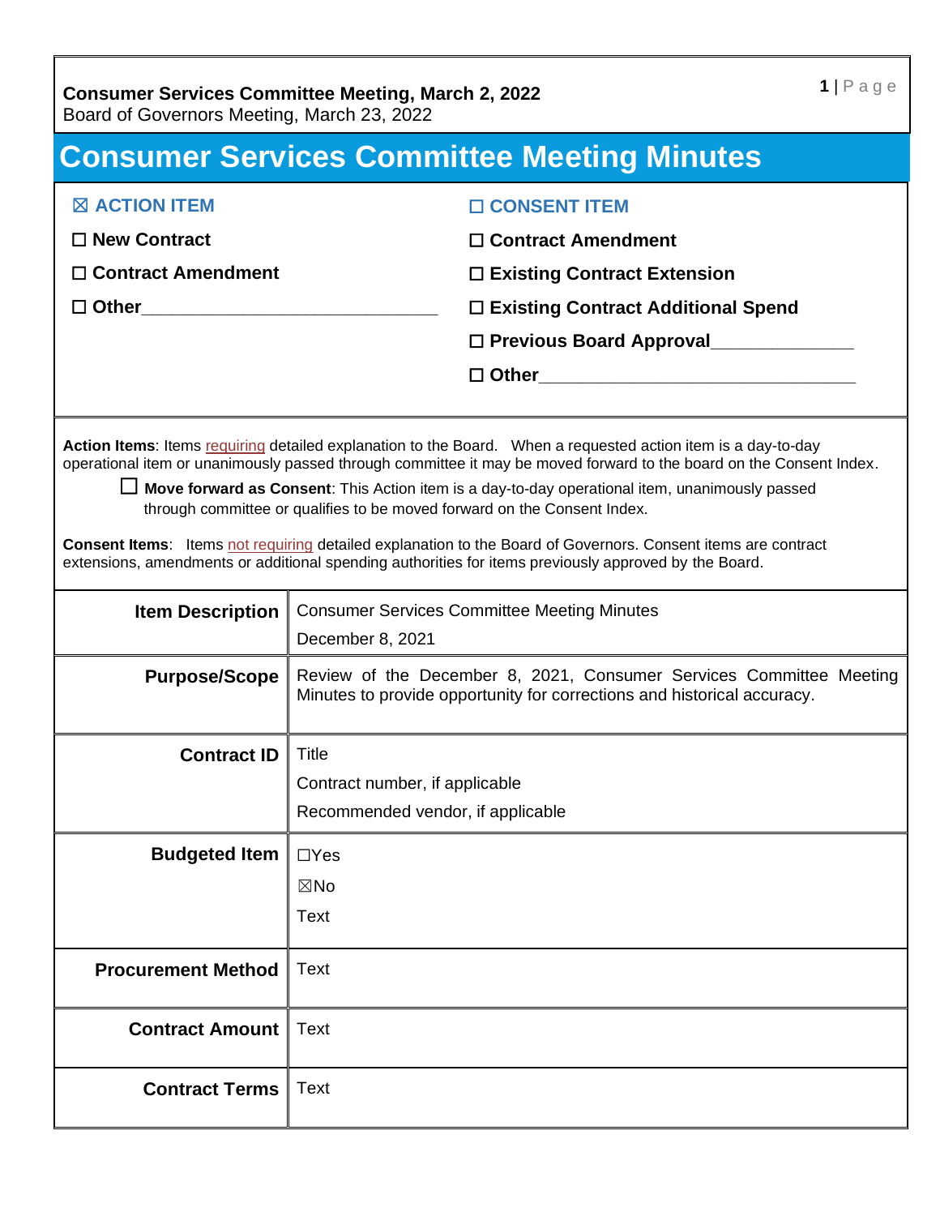**Consumer Services Committee Meeting, March 2, 2022**
Board of Governors Meeting, March 23, 2022

# Consumer Services Committee Meeting Minutes

☒ **ACTION ITEM**

☐ **New Contract**

☐ **Contract Amendment**

☐ **Other**______________________________

☐ **CONSENT ITEM**

☐ **Contract Amendment**

☐ **Existing Contract Extension**

☐ **Existing Contract Additional Spend**

☐ **Previous Board Approval**______________

☐ **Other**________________________________

**Action Items**: Items requiring detailed explanation to the Board. When a requested action item is a day-to-day operational item or unanimously passed through committee it may be moved forward to the board on the Consent Index.

☐ **Move forward as Consent**: This Action item is a day-to-day operational item, unanimously passed through committee or qualifies to be moved forward on the Consent Index.

**Consent Items**: Items not requiring detailed explanation to the Board of Governors. Consent items are contract extensions, amendments or additional spending authorities for items previously approved by the Board.

| | |
|---|---|
| **Item Description** | Consumer Services Committee Meeting Minutes<br>December 8, 2021 |
| **Purpose/Scope** | Review of the December 8, 2021, Consumer Services Committee Meeting Minutes to provide opportunity for corrections and historical accuracy. |
| **Contract ID** | Title<br>Contract number, if applicable<br>Recommended vendor, if applicable |
| **Budgeted Item** | ☐Yes<br>☒No<br>Text |
| **Procurement Method** | Text |
| **Contract Amount** | Text |
| **Contract Terms** | Text |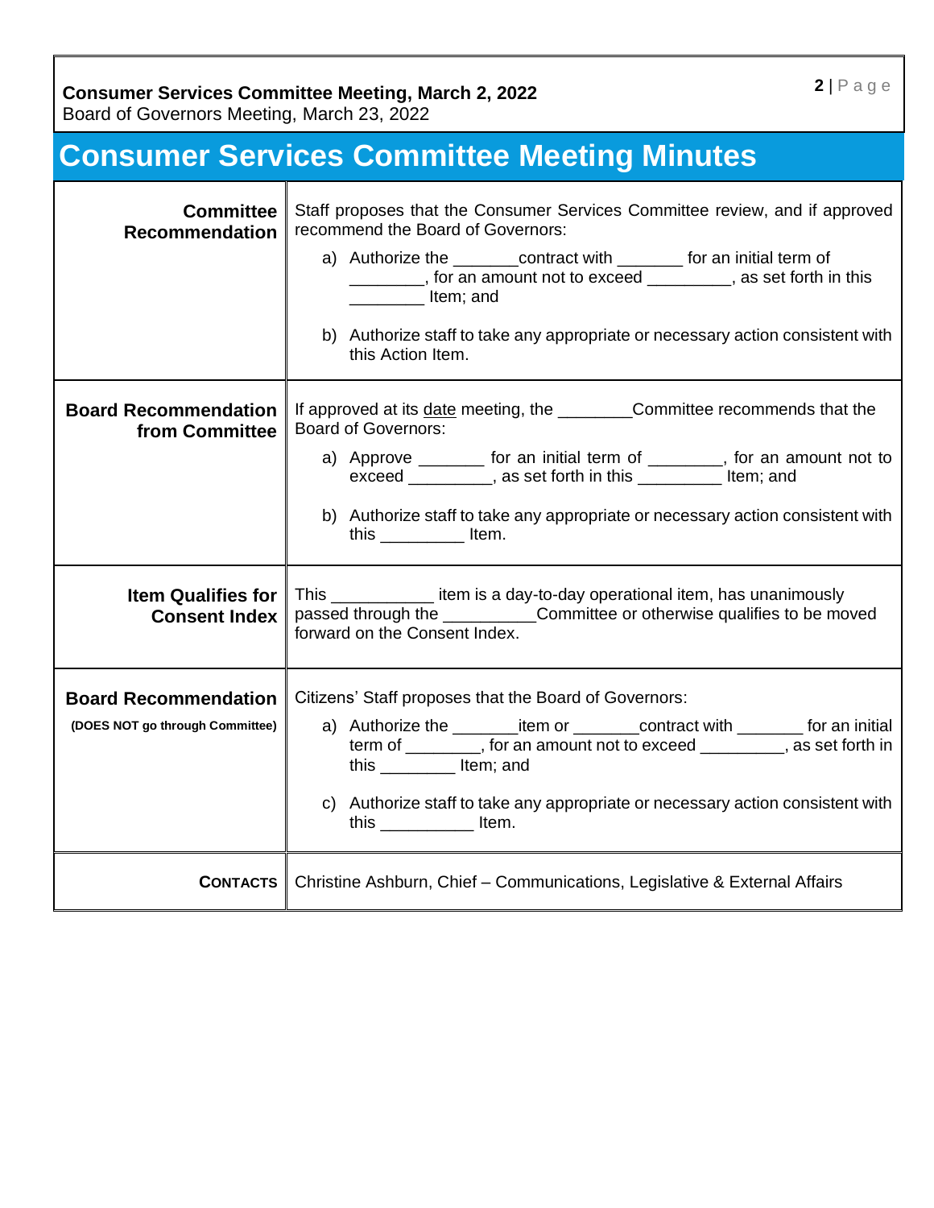**Consumer Services Committee Meeting, March 2, 2022**
Board of Governors Meeting, March 23, 2022

# Consumer Services Committee Meeting Minutes

| | |
|---|---|
| **Committee Recommendation** | Staff proposes that the Consumer Services Committee review, and if approved recommend the Board of Governors:<br><br>a) Authorize the _______contract with _______ for an initial term of ________, for an amount not to exceed _________, as set forth in this ________ Item; and<br><br>b) Authorize staff to take any appropriate or necessary action consistent with this Action Item. |
| **Board Recommendation from Committee** | If approved at its date meeting, the ________Committee recommends that the Board of Governors:<br><br>a) Approve _______ for an initial term of ________, for an amount not to exceed _________, as set forth in this _________ Item; and<br><br>b) Authorize staff to take any appropriate or necessary action consistent with this _________ Item. |
| **Item Qualifies for Consent Index** | This ___________ item is a day-to-day operational item, has unanimously passed through the _________Committee or otherwise qualifies to be moved forward on the Consent Index. |
| **Board Recommendation** **(DOES NOT go through Committee)** | Citizens' Staff proposes that the Board of Governors:<br><br>a) Authorize the _______item or _______contract with _______ for an initial term of ________, for an amount not to exceed _________, as set forth in this ________ Item; and<br><br>c) Authorize staff to take any appropriate or necessary action consistent with this __________ Item. |
| **CONTACTS** | Christine Ashburn, Chief – Communications, Legislative & External Affairs |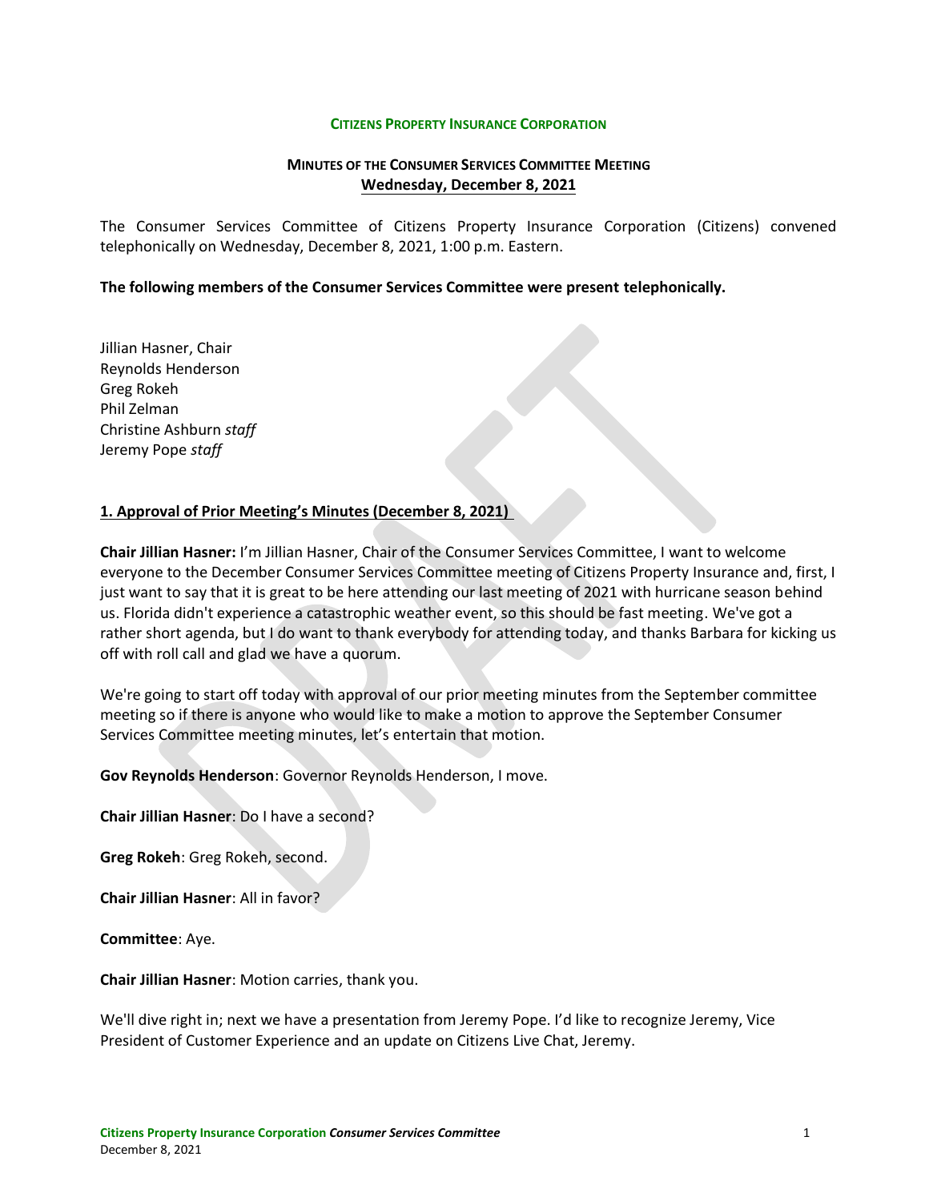**CITIZENS PROPERTY INSURANCE CORPORATION**

**MINUTES OF THE CONSUMER SERVICES COMMITTEE MEETING**
**Wednesday, December 8, 2021**

The Consumer Services Committee of Citizens Property Insurance Corporation (Citizens) convened telephonically on Wednesday, December 8, 2021, 1:00 p.m. Eastern.

**The following members of the Consumer Services Committee were present telephonically.**

Jillian Hasner, Chair
Reynolds Henderson
Greg Rokeh
Phil Zelman
Christine Ashburn *staff*
Jeremy Pope *staff*

**1. Approval of Prior Meeting's Minutes (December 8, 2021)**

**Chair Jillian Hasner:** I'm Jillian Hasner, Chair of the Consumer Services Committee, I want to welcome everyone to the December Consumer Services Committee meeting of Citizens Property Insurance and, first, I just want to say that it is great to be here attending our last meeting of 2021 with hurricane season behind us. Florida didn't experience a catastrophic weather event, so this should be fast meeting. We've got a rather short agenda, but I do want to thank everybody for attending today, and thanks Barbara for kicking us off with roll call and glad we have a quorum.

We're going to start off today with approval of our prior meeting minutes from the September committee meeting so if there is anyone who would like to make a motion to approve the September Consumer Services Committee meeting minutes, let's entertain that motion.

**Gov Reynolds Henderson**: Governor Reynolds Henderson, I move.

**Chair Jillian Hasner**: Do I have a second?

**Greg Rokeh**: Greg Rokeh, second.

**Chair Jillian Hasner**: All in favor?

**Committee**: Aye.

**Chair Jillian Hasner**: Motion carries, thank you.

We'll dive right in; next we have a presentation from Jeremy Pope. I'd like to recognize Jeremy, Vice President of Customer Experience and an update on Citizens Live Chat, Jeremy.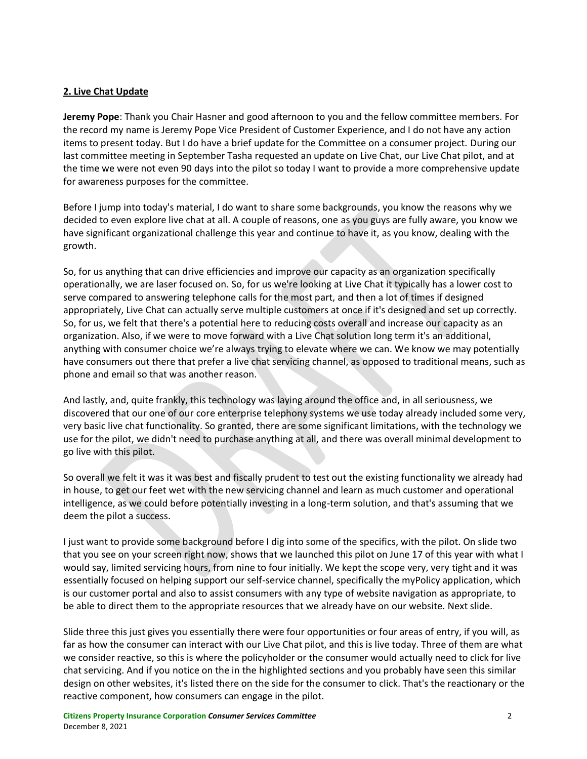## 2. Live Chat Update

**Jeremy Pope**: Thank you Chair Hasner and good afternoon to you and the fellow committee members. For the record my name is Jeremy Pope Vice President of Customer Experience, and I do not have any action items to present today. But I do have a brief update for the Committee on a consumer project. During our last committee meeting in September Tasha requested an update on Live Chat, our Live Chat pilot, and at the time we were not even 90 days into the pilot so today I want to provide a more comprehensive update for awareness purposes for the committee.

Before I jump into today's material, I do want to share some backgrounds, you know the reasons why we decided to even explore live chat at all. A couple of reasons, one as you guys are fully aware, you know we have significant organizational challenge this year and continue to have it, as you know, dealing with the growth.

So, for us anything that can drive efficiencies and improve our capacity as an organization specifically operationally, we are laser focused on. So, for us we're looking at Live Chat it typically has a lower cost to serve compared to answering telephone calls for the most part, and then a lot of times if designed appropriately, Live Chat can actually serve multiple customers at once if it's designed and set up correctly. So, for us, we felt that there's a potential here to reducing costs overall and increase our capacity as an organization. Also, if we were to move forward with a Live Chat solution long term it's an additional, anything with consumer choice we're always trying to elevate where we can. We know we may potentially have consumers out there that prefer a live chat servicing channel, as opposed to traditional means, such as phone and email so that was another reason.

And lastly, and, quite frankly, this technology was laying around the office and, in all seriousness, we discovered that our one of our core enterprise telephony systems we use today already included some very, very basic live chat functionality. So granted, there are some significant limitations, with the technology we use for the pilot, we didn't need to purchase anything at all, and there was overall minimal development to go live with this pilot.

So overall we felt it was it was best and fiscally prudent to test out the existing functionality we already had in house, to get our feet wet with the new servicing channel and learn as much customer and operational intelligence, as we could before potentially investing in a long-term solution, and that's assuming that we deem the pilot a success.

I just want to provide some background before I dig into some of the specifics, with the pilot. On slide two that you see on your screen right now, shows that we launched this pilot on June 17 of this year with what I would say, limited servicing hours, from nine to four initially. We kept the scope very, very tight and it was essentially focused on helping support our self-service channel, specifically the myPolicy application, which is our customer portal and also to assist consumers with any type of website navigation as appropriate, to be able to direct them to the appropriate resources that we already have on our website. Next slide.

Slide three this just gives you essentially there were four opportunities or four areas of entry, if you will, as far as how the consumer can interact with our Live Chat pilot, and this is live today. Three of them are what we consider reactive, so this is where the policyholder or the consumer would actually need to click for live chat servicing. And if you notice on the in the highlighted sections and you probably have seen this similar design on other websites, it's listed there on the side for the consumer to click. That's the reactionary or the reactive component, how consumers can engage in the pilot.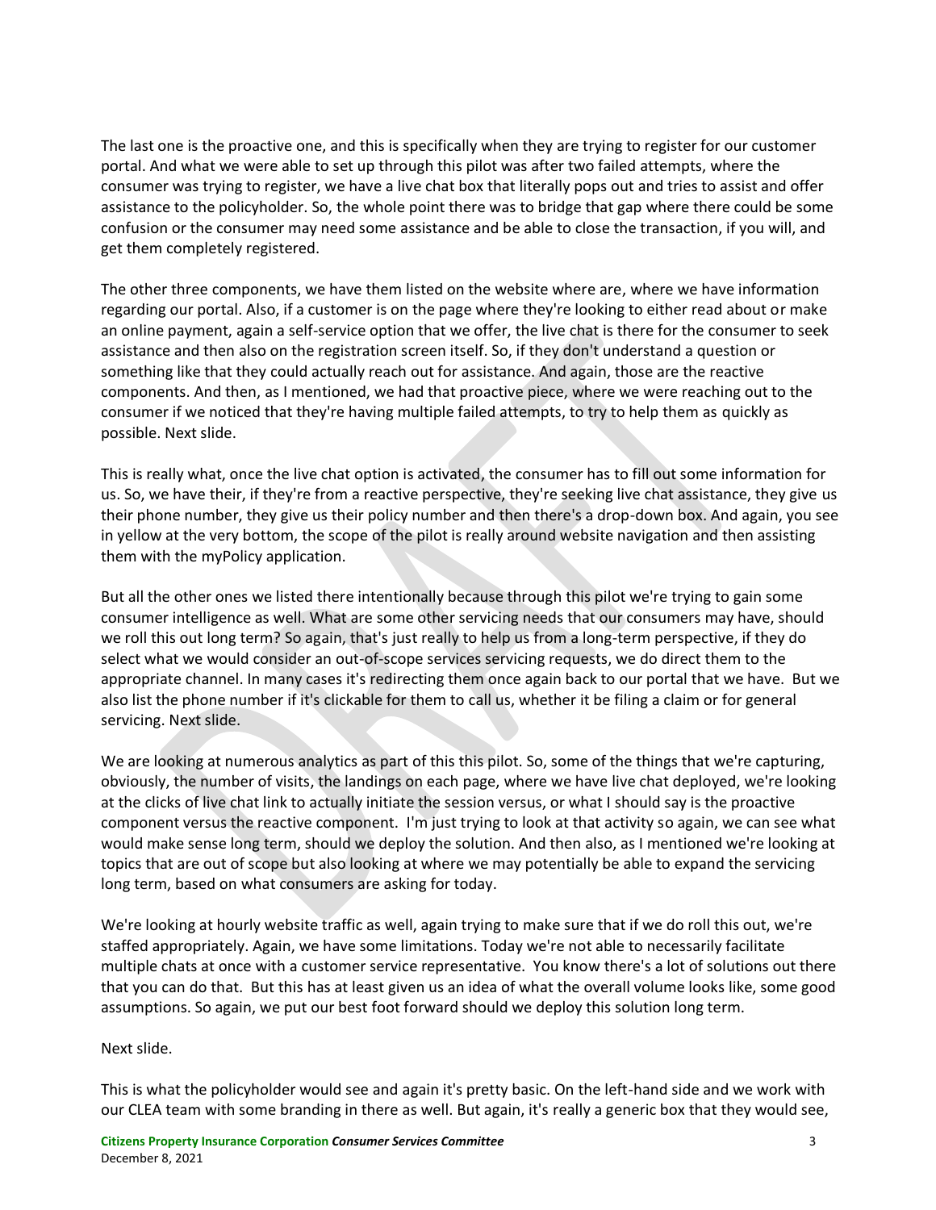The last one is the proactive one, and this is specifically when they are trying to register for our customer portal. And what we were able to set up through this pilot was after two failed attempts, where the consumer was trying to register, we have a live chat box that literally pops out and tries to assist and offer assistance to the policyholder. So, the whole point there was to bridge that gap where there could be some confusion or the consumer may need some assistance and be able to close the transaction, if you will, and get them completely registered.

The other three components, we have them listed on the website where are, where we have information regarding our portal. Also, if a customer is on the page where they're looking to either read about or make an online payment, again a self-service option that we offer, the live chat is there for the consumer to seek assistance and then also on the registration screen itself. So, if they don't understand a question or something like that they could actually reach out for assistance. And again, those are the reactive components. And then, as I mentioned, we had that proactive piece, where we were reaching out to the consumer if we noticed that they're having multiple failed attempts, to try to help them as quickly as possible. Next slide.

This is really what, once the live chat option is activated, the consumer has to fill out some information for us. So, we have their, if they're from a reactive perspective, they're seeking live chat assistance, they give us their phone number, they give us their policy number and then there's a drop-down box. And again, you see in yellow at the very bottom, the scope of the pilot is really around website navigation and then assisting them with the myPolicy application.

But all the other ones we listed there intentionally because through this pilot we're trying to gain some consumer intelligence as well. What are some other servicing needs that our consumers may have, should we roll this out long term? So again, that's just really to help us from a long-term perspective, if they do select what we would consider an out-of-scope services servicing requests, we do direct them to the appropriate channel. In many cases it's redirecting them once again back to our portal that we have. But we also list the phone number if it's clickable for them to call us, whether it be filing a claim or for general servicing. Next slide.

We are looking at numerous analytics as part of this this pilot. So, some of the things that we're capturing, obviously, the number of visits, the landings on each page, where we have live chat deployed, we're looking at the clicks of live chat link to actually initiate the session versus, or what I should say is the proactive component versus the reactive component. I'm just trying to look at that activity so again, we can see what would make sense long term, should we deploy the solution. And then also, as I mentioned we're looking at topics that are out of scope but also looking at where we may potentially be able to expand the servicing long term, based on what consumers are asking for today.

We're looking at hourly website traffic as well, again trying to make sure that if we do roll this out, we're staffed appropriately. Again, we have some limitations. Today we're not able to necessarily facilitate multiple chats at once with a customer service representative. You know there's a lot of solutions out there that you can do that. But this has at least given us an idea of what the overall volume looks like, some good assumptions. So again, we put our best foot forward should we deploy this solution long term.

Next slide.

This is what the policyholder would see and again it's pretty basic. On the left-hand side and we work with our CLEA team with some branding in there as well. But again, it's really a generic box that they would see,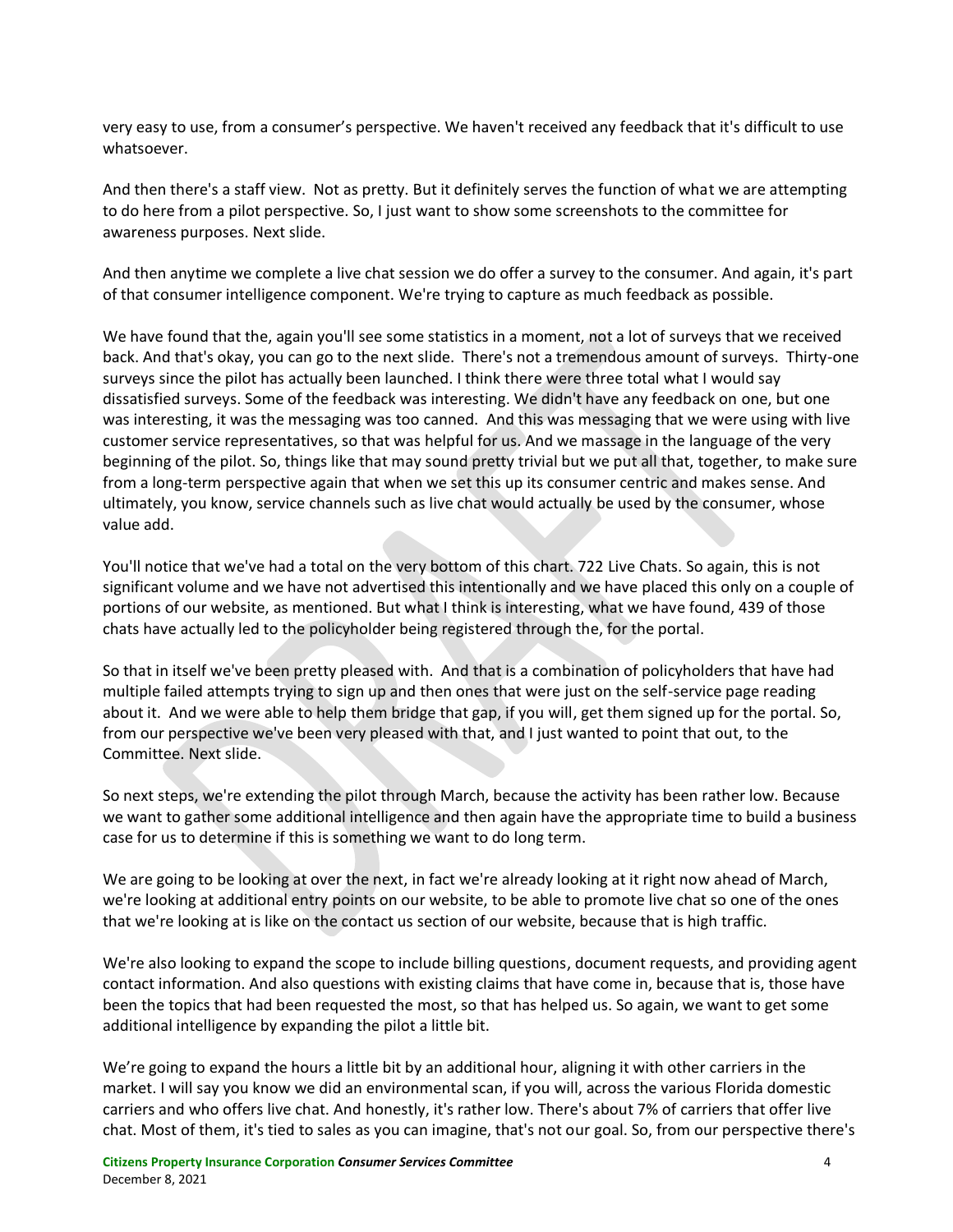very easy to use, from a consumer's perspective. We haven't received any feedback that it's difficult to use whatsoever.

And then there's a staff view. Not as pretty. But it definitely serves the function of what we are attempting to do here from a pilot perspective. So, I just want to show some screenshots to the committee for awareness purposes. Next slide.

And then anytime we complete a live chat session we do offer a survey to the consumer. And again, it's part of that consumer intelligence component. We're trying to capture as much feedback as possible.

We have found that the, again you'll see some statistics in a moment, not a lot of surveys that we received back. And that's okay, you can go to the next slide. There's not a tremendous amount of surveys. Thirty-one surveys since the pilot has actually been launched. I think there were three total what I would say dissatisfied surveys. Some of the feedback was interesting. We didn't have any feedback on one, but one was interesting, it was the messaging was too canned. And this was messaging that we were using with live customer service representatives, so that was helpful for us. And we massage in the language of the very beginning of the pilot. So, things like that may sound pretty trivial but we put all that, together, to make sure from a long-term perspective again that when we set this up its consumer centric and makes sense. And ultimately, you know, service channels such as live chat would actually be used by the consumer, whose value add.

You'll notice that we've had a total on the very bottom of this chart. 722 Live Chats. So again, this is not significant volume and we have not advertised this intentionally and we have placed this only on a couple of portions of our website, as mentioned. But what I think is interesting, what we have found, 439 of those chats have actually led to the policyholder being registered through the, for the portal.

So that in itself we've been pretty pleased with. And that is a combination of policyholders that have had multiple failed attempts trying to sign up and then ones that were just on the self-service page reading about it. And we were able to help them bridge that gap, if you will, get them signed up for the portal. So, from our perspective we've been very pleased with that, and I just wanted to point that out, to the Committee. Next slide.

So next steps, we're extending the pilot through March, because the activity has been rather low. Because we want to gather some additional intelligence and then again have the appropriate time to build a business case for us to determine if this is something we want to do long term.

We are going to be looking at over the next, in fact we're already looking at it right now ahead of March, we're looking at additional entry points on our website, to be able to promote live chat so one of the ones that we're looking at is like on the contact us section of our website, because that is high traffic.

We're also looking to expand the scope to include billing questions, document requests, and providing agent contact information. And also questions with existing claims that have come in, because that is, those have been the topics that had been requested the most, so that has helped us. So again, we want to get some additional intelligence by expanding the pilot a little bit.

We're going to expand the hours a little bit by an additional hour, aligning it with other carriers in the market. I will say you know we did an environmental scan, if you will, across the various Florida domestic carriers and who offers live chat. And honestly, it's rather low. There's about 7% of carriers that offer live chat. Most of them, it's tied to sales as you can imagine, that's not our goal. So, from our perspective there's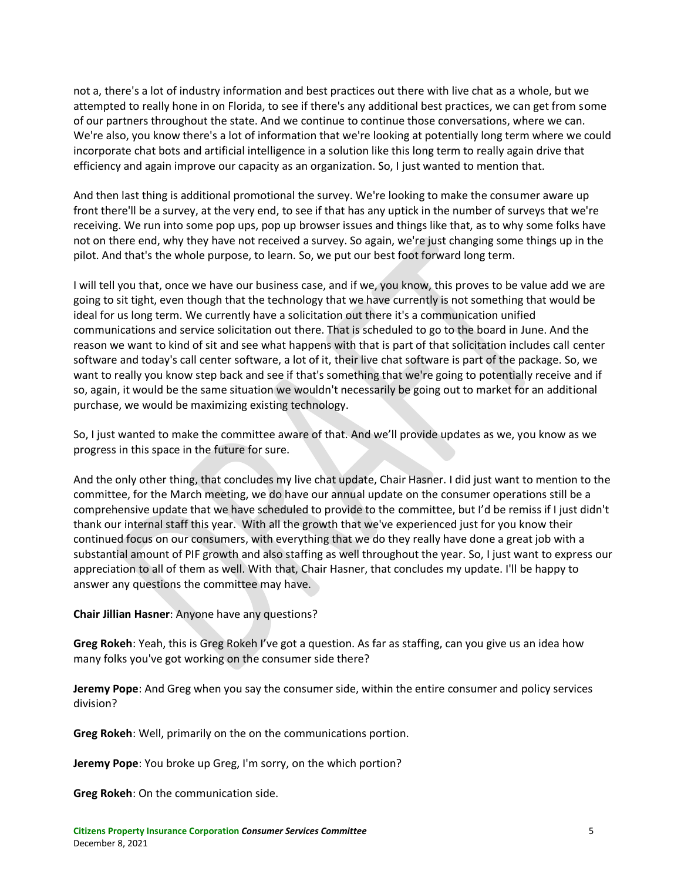not a, there's a lot of industry information and best practices out there with live chat as a whole, but we attempted to really hone in on Florida, to see if there's any additional best practices, we can get from some of our partners throughout the state. And we continue to continue those conversations, where we can. We're also, you know there's a lot of information that we're looking at potentially long term where we could incorporate chat bots and artificial intelligence in a solution like this long term to really again drive that efficiency and again improve our capacity as an organization. So, I just wanted to mention that.

And then last thing is additional promotional the survey. We're looking to make the consumer aware up front there'll be a survey, at the very end, to see if that has any uptick in the number of surveys that we're receiving. We run into some pop ups, pop up browser issues and things like that, as to why some folks have not on there end, why they have not received a survey. So again, we're just changing some things up in the pilot. And that's the whole purpose, to learn. So, we put our best foot forward long term.

I will tell you that, once we have our business case, and if we, you know, this proves to be value add we are going to sit tight, even though that the technology that we have currently is not something that would be ideal for us long term. We currently have a solicitation out there it's a communication unified communications and service solicitation out there. That is scheduled to go to the board in June. And the reason we want to kind of sit and see what happens with that is part of that solicitation includes call center software and today's call center software, a lot of it, their live chat software is part of the package. So, we want to really you know step back and see if that's something that we're going to potentially receive and if so, again, it would be the same situation we wouldn't necessarily be going out to market for an additional purchase, we would be maximizing existing technology.

So, I just wanted to make the committee aware of that. And we'll provide updates as we, you know as we progress in this space in the future for sure.

And the only other thing, that concludes my live chat update, Chair Hasner. I did just want to mention to the committee, for the March meeting, we do have our annual update on the consumer operations still be a comprehensive update that we have scheduled to provide to the committee, but I'd be remiss if I just didn't thank our internal staff this year. With all the growth that we've experienced just for you know their continued focus on our consumers, with everything that we do they really have done a great job with a substantial amount of PIF growth and also staffing as well throughout the year. So, I just want to express our appreciation to all of them as well. With that, Chair Hasner, that concludes my update. I'll be happy to answer any questions the committee may have.

**Chair Jillian Hasner**: Anyone have any questions?

**Greg Rokeh**: Yeah, this is Greg Rokeh I've got a question. As far as staffing, can you give us an idea how many folks you've got working on the consumer side there?

**Jeremy Pope**: And Greg when you say the consumer side, within the entire consumer and policy services division?

**Greg Rokeh**: Well, primarily on the on the communications portion.

**Jeremy Pope**: You broke up Greg, I'm sorry, on the which portion?

**Greg Rokeh**: On the communication side.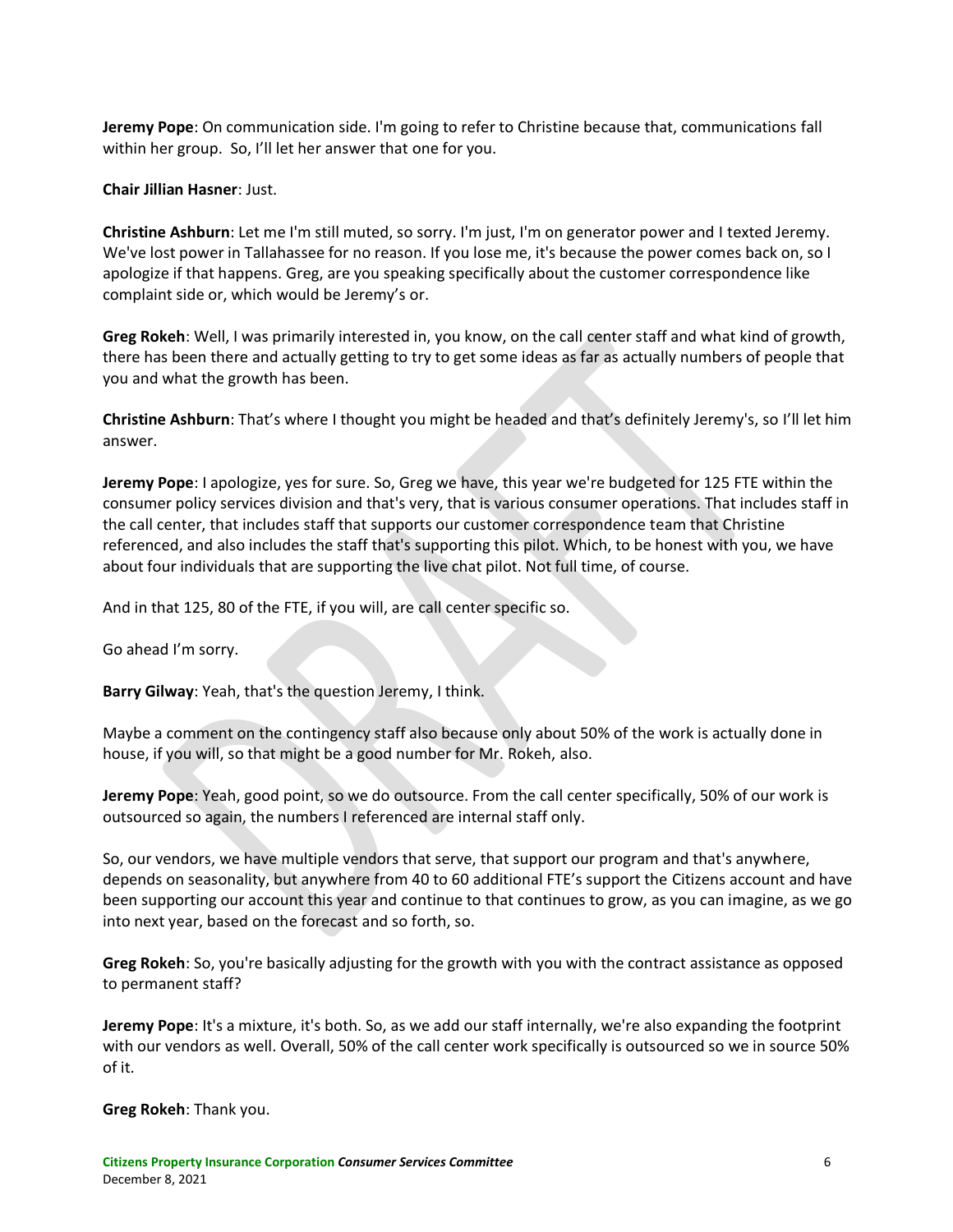**Jeremy Pope**: On communication side. I'm going to refer to Christine because that, communications fall within her group. So, I'll let her answer that one for you.

**Chair Jillian Hasner**: Just.

**Christine Ashburn**: Let me I'm still muted, so sorry. I'm just, I'm on generator power and I texted Jeremy. We've lost power in Tallahassee for no reason. If you lose me, it's because the power comes back on, so I apologize if that happens. Greg, are you speaking specifically about the customer correspondence like complaint side or, which would be Jeremy's or.

**Greg Rokeh**: Well, I was primarily interested in, you know, on the call center staff and what kind of growth, there has been there and actually getting to try to get some ideas as far as actually numbers of people that you and what the growth has been.

**Christine Ashburn**: That's where I thought you might be headed and that's definitely Jeremy's, so I'll let him answer.

**Jeremy Pope**: I apologize, yes for sure. So, Greg we have, this year we're budgeted for 125 FTE within the consumer policy services division and that's very, that is various consumer operations. That includes staff in the call center, that includes staff that supports our customer correspondence team that Christine referenced, and also includes the staff that's supporting this pilot. Which, to be honest with you, we have about four individuals that are supporting the live chat pilot. Not full time, of course.

And in that 125, 80 of the FTE, if you will, are call center specific so.

Go ahead I'm sorry.

**Barry Gilway**: Yeah, that's the question Jeremy, I think.

Maybe a comment on the contingency staff also because only about 50% of the work is actually done in house, if you will, so that might be a good number for Mr. Rokeh, also.

**Jeremy Pope**: Yeah, good point, so we do outsource. From the call center specifically, 50% of our work is outsourced so again, the numbers I referenced are internal staff only.

So, our vendors, we have multiple vendors that serve, that support our program and that's anywhere, depends on seasonality, but anywhere from 40 to 60 additional FTE's support the Citizens account and have been supporting our account this year and continue to that continues to grow, as you can imagine, as we go into next year, based on the forecast and so forth, so.

**Greg Rokeh**: So, you're basically adjusting for the growth with you with the contract assistance as opposed to permanent staff?

**Jeremy Pope**: It's a mixture, it's both. So, as we add our staff internally, we're also expanding the footprint with our vendors as well. Overall, 50% of the call center work specifically is outsourced so we in source 50% of it.

**Greg Rokeh**: Thank you.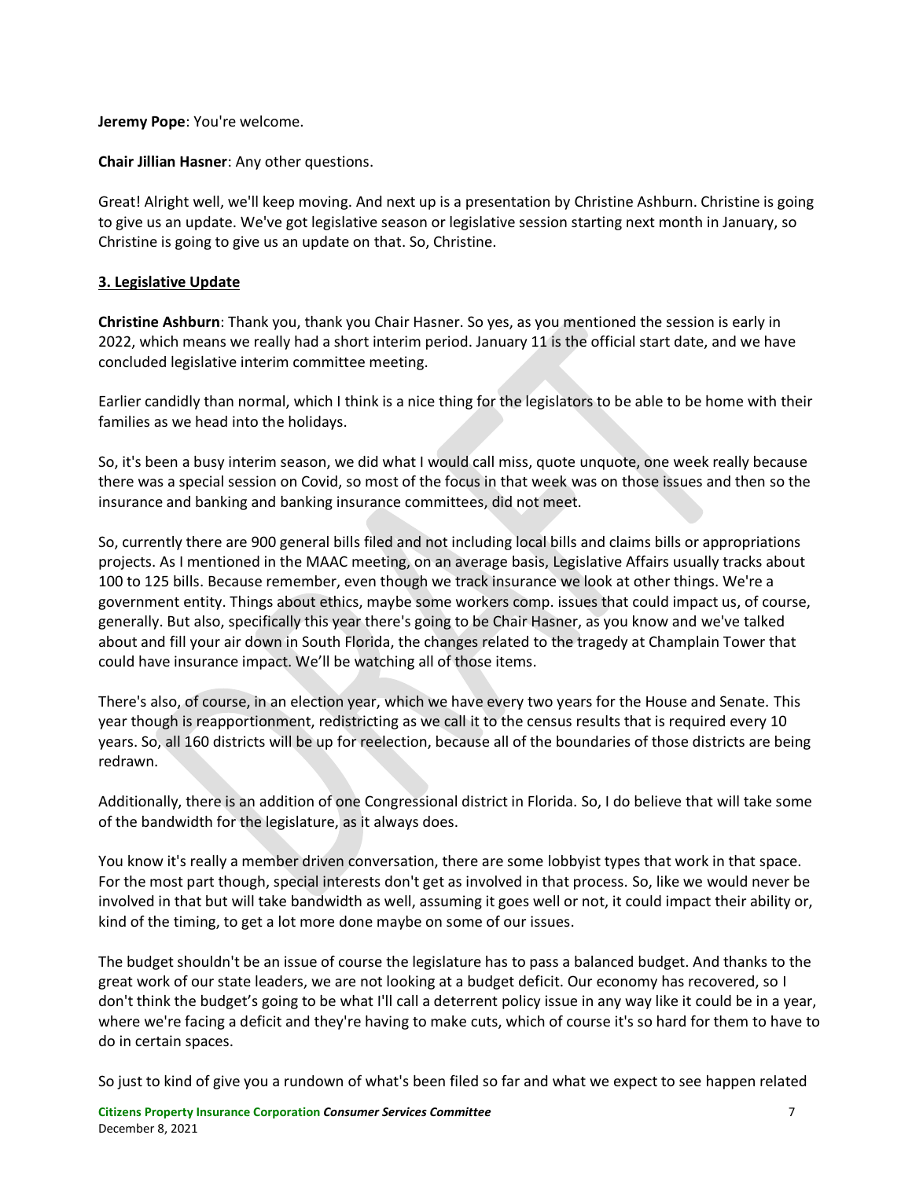**Jeremy Pope**: You're welcome.

**Chair Jillian Hasner**: Any other questions.

Great! Alright well, we'll keep moving. And next up is a presentation by Christine Ashburn. Christine is going to give us an update. We've got legislative season or legislative session starting next month in January, so Christine is going to give us an update on that. So, Christine.

**3. Legislative Update**

**Christine Ashburn**: Thank you, thank you Chair Hasner. So yes, as you mentioned the session is early in 2022, which means we really had a short interim period. January 11 is the official start date, and we have concluded legislative interim committee meeting.

Earlier candidly than normal, which I think is a nice thing for the legislators to be able to be home with their families as we head into the holidays.

So, it's been a busy interim season, we did what I would call miss, quote unquote, one week really because there was a special session on Covid, so most of the focus in that week was on those issues and then so the insurance and banking and banking insurance committees, did not meet.

So, currently there are 900 general bills filed and not including local bills and claims bills or appropriations projects. As I mentioned in the MAAC meeting, on an average basis, Legislative Affairs usually tracks about 100 to 125 bills. Because remember, even though we track insurance we look at other things. We're a government entity. Things about ethics, maybe some workers comp. issues that could impact us, of course, generally. But also, specifically this year there's going to be Chair Hasner, as you know and we've talked about and fill your air down in South Florida, the changes related to the tragedy at Champlain Tower that could have insurance impact. We'll be watching all of those items.

There's also, of course, in an election year, which we have every two years for the House and Senate. This year though is reapportionment, redistricting as we call it to the census results that is required every 10 years. So, all 160 districts will be up for reelection, because all of the boundaries of those districts are being redrawn.

Additionally, there is an addition of one Congressional district in Florida. So, I do believe that will take some of the bandwidth for the legislature, as it always does.

You know it's really a member driven conversation, there are some lobbyist types that work in that space. For the most part though, special interests don't get as involved in that process. So, like we would never be involved in that but will take bandwidth as well, assuming it goes well or not, it could impact their ability or, kind of the timing, to get a lot more done maybe on some of our issues.

The budget shouldn't be an issue of course the legislature has to pass a balanced budget. And thanks to the great work of our state leaders, we are not looking at a budget deficit. Our economy has recovered, so I don't think the budget's going to be what I'll call a deterrent policy issue in any way like it could be in a year, where we're facing a deficit and they're having to make cuts, which of course it's so hard for them to have to do in certain spaces.

So just to kind of give you a rundown of what's been filed so far and what we expect to see happen related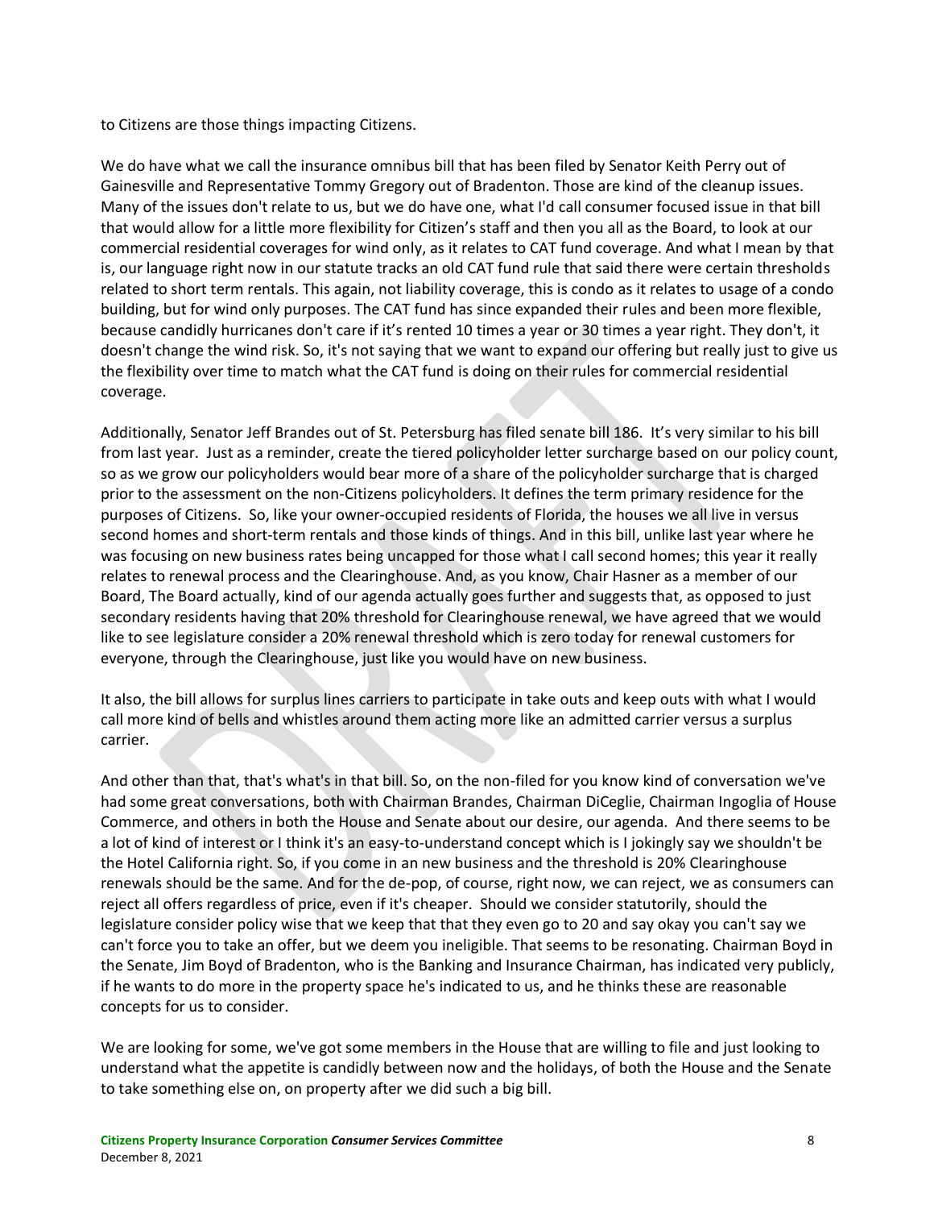to Citizens are those things impacting Citizens.

We do have what we call the insurance omnibus bill that has been filed by Senator Keith Perry out of Gainesville and Representative Tommy Gregory out of Bradenton. Those are kind of the cleanup issues. Many of the issues don't relate to us, but we do have one, what I'd call consumer focused issue in that bill that would allow for a little more flexibility for Citizen's staff and then you all as the Board, to look at our commercial residential coverages for wind only, as it relates to CAT fund coverage. And what I mean by that is, our language right now in our statute tracks an old CAT fund rule that said there were certain thresholds related to short term rentals. This again, not liability coverage, this is condo as it relates to usage of a condo building, but for wind only purposes. The CAT fund has since expanded their rules and been more flexible, because candidly hurricanes don't care if it's rented 10 times a year or 30 times a year right. They don't, it doesn't change the wind risk. So, it's not saying that we want to expand our offering but really just to give us the flexibility over time to match what the CAT fund is doing on their rules for commercial residential coverage.

Additionally, Senator Jeff Brandes out of St. Petersburg has filed senate bill 186. It's very similar to his bill from last year. Just as a reminder, create the tiered policyholder letter surcharge based on our policy count, so as we grow our policyholders would bear more of a share of the policyholder surcharge that is charged prior to the assessment on the non-Citizens policyholders. It defines the term primary residence for the purposes of Citizens. So, like your owner-occupied residents of Florida, the houses we all live in versus second homes and short-term rentals and those kinds of things. And in this bill, unlike last year where he was focusing on new business rates being uncapped for those what I call second homes; this year it really relates to renewal process and the Clearinghouse. And, as you know, Chair Hasner as a member of our Board, The Board actually, kind of our agenda actually goes further and suggests that, as opposed to just secondary residents having that 20% threshold for Clearinghouse renewal, we have agreed that we would like to see legislature consider a 20% renewal threshold which is zero today for renewal customers for everyone, through the Clearinghouse, just like you would have on new business.

It also, the bill allows for surplus lines carriers to participate in take outs and keep outs with what I would call more kind of bells and whistles around them acting more like an admitted carrier versus a surplus carrier.

And other than that, that's what's in that bill. So, on the non-filed for you know kind of conversation we've had some great conversations, both with Chairman Brandes, Chairman DiCeglie, Chairman Ingoglia of House Commerce, and others in both the House and Senate about our desire, our agenda. And there seems to be a lot of kind of interest or I think it's an easy-to-understand concept which is I jokingly say we shouldn't be the Hotel California right. So, if you come in an new business and the threshold is 20% Clearinghouse renewals should be the same. And for the de-pop, of course, right now, we can reject, we as consumers can reject all offers regardless of price, even if it's cheaper. Should we consider statutorily, should the legislature consider policy wise that we keep that that they even go to 20 and say okay you can't say we can't force you to take an offer, but we deem you ineligible. That seems to be resonating. Chairman Boyd in the Senate, Jim Boyd of Bradenton, who is the Banking and Insurance Chairman, has indicated very publicly, if he wants to do more in the property space he's indicated to us, and he thinks these are reasonable concepts for us to consider.

We are looking for some, we've got some members in the House that are willing to file and just looking to understand what the appetite is candidly between now and the holidays, of both the House and the Senate to take something else on, on property after we did such a big bill.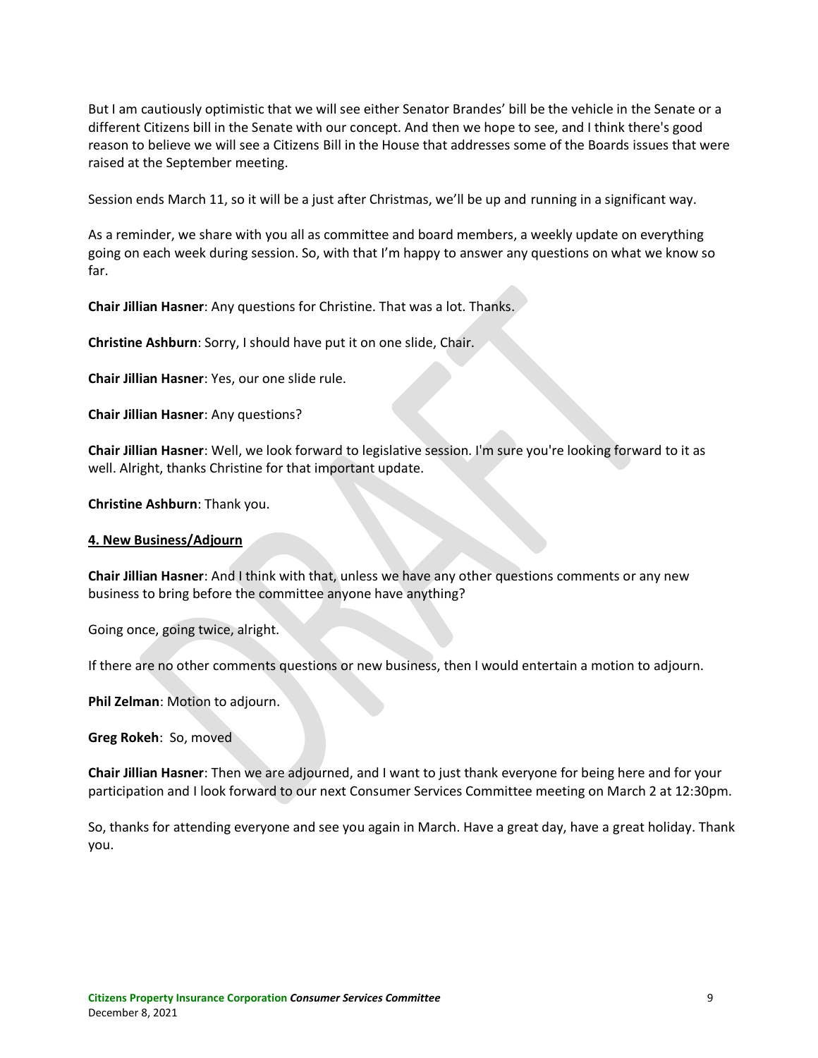But I am cautiously optimistic that we will see either Senator Brandes' bill be the vehicle in the Senate or a different Citizens bill in the Senate with our concept. And then we hope to see, and I think there's good reason to believe we will see a Citizens Bill in the House that addresses some of the Boards issues that were raised at the September meeting.

Session ends March 11, so it will be a just after Christmas, we'll be up and running in a significant way.

As a reminder, we share with you all as committee and board members, a weekly update on everything going on each week during session. So, with that I'm happy to answer any questions on what we know so far.

**Chair Jillian Hasner**: Any questions for Christine. That was a lot. Thanks.

**Christine Ashburn**: Sorry, I should have put it on one slide, Chair.

**Chair Jillian Hasner**: Yes, our one slide rule.

**Chair Jillian Hasner**: Any questions?

**Chair Jillian Hasner**: Well, we look forward to legislative session. I'm sure you're looking forward to it as well. Alright, thanks Christine for that important update.

**Christine Ashburn**: Thank you.

**4. New Business/Adjourn**

**Chair Jillian Hasner**: And I think with that, unless we have any other questions comments or any new business to bring before the committee anyone have anything?

Going once, going twice, alright.

If there are no other comments questions or new business, then I would entertain a motion to adjourn.

**Phil Zelman**: Motion to adjourn.

**Greg Rokeh**: So, moved

**Chair Jillian Hasner**: Then we are adjourned, and I want to just thank everyone for being here and for your participation and I look forward to our next Consumer Services Committee meeting on March 2 at 12:30pm.

So, thanks for attending everyone and see you again in March. Have a great day, have a great holiday. Thank you.